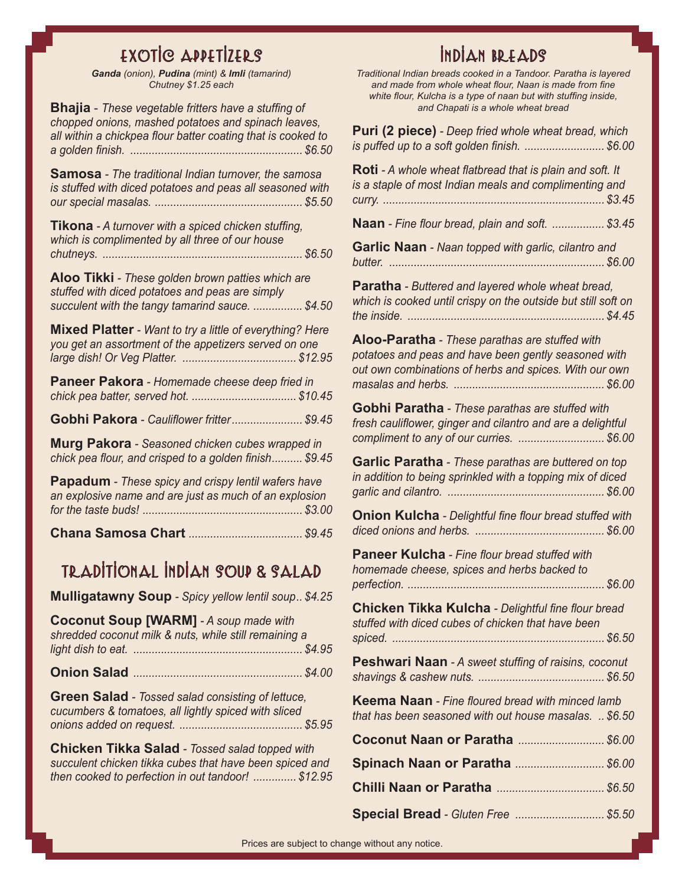## EXOTIC APPETIZERS

***Ganda*** *(onion),* ***Pudina*** *(mint) &* ***Imli*** *(tamarind) Chutney $1.25 each*

**Bhajia** - *These vegetable fritters have a stuffing of chopped onions, mashed potatoes and spinach leaves, all within a chickpea flour batter coating that is cooked to a golden finish.* ........ $6.50

**Samosa** - *The traditional Indian turnover, the samosa is stuffed with diced potatoes and peas all seasoned with our special masalas.* ........ $5.50

**Tikona** - *A turnover with a spiced chicken stuffing, which is complimented by all three of our house chutneys.* ........ $6.50

**Aloo Tikki** - *These golden brown patties which are stuffed with diced potatoes and peas are simply succulent with the tangy tamarind sauce.* ........ $4.50

**Mixed Platter** - *Want to try a little of everything? Here you get an assortment of the appetizers served on one large dish! Or Veg Platter.* ........ $12.95

**Paneer Pakora** - *Homemade cheese deep fried in chick pea batter, served hot.* ........ $10.45

**Gobhi Pakora** - *Cauliflower fritter* ........ $9.45

**Murg Pakora** - *Seasoned chicken cubes wrapped in chick pea flour, and crisped to a golden finish* ........ $9.45

**Papadum** - *These spicy and crispy lentil wafers have an explosive name and are just as much of an explosion for the taste buds!* ........ $3.00

**Chana Samosa Chart** ........ $9.45

## TRADITIONAL INDIAN SOUP & SALAD

**Mulligatawny Soup** - *Spicy yellow lentil soup* ........ $4.25

**Coconut Soup [WARM]** - *A soup made with shredded coconut milk & nuts, while still remaining a light dish to eat.* ........ $4.95

**Onion Salad** ........ $4.00

**Green Salad** - *Tossed salad consisting of lettuce, cucumbers & tomatoes, all lightly spiced with sliced onions added on request.* ........ $5.95

**Chicken Tikka Salad** - *Tossed salad topped with succulent chicken tikka cubes that have been spiced and then cooked to perfection in out tandoor!* ........ $12.95

## INDIAN BREADS

*Traditional Indian breads cooked in a Tandoor. Paratha is layered and made from whole wheat flour, Naan is made from fine white flour, Kulcha is a type of naan but with stuffing inside, and Chapati is a whole wheat bread*

**Puri (2 piece)** - *Deep fried whole wheat bread, which is puffed up to a soft golden finish.* ........ $6.00

**Roti** - *A whole wheat flatbread that is plain and soft. It is a staple of most Indian meals and complimenting and curry.* ........ $3.45

**Naan** - *Fine flour bread, plain and soft.* ........ $3.45

**Garlic Naan** - *Naan topped with garlic, cilantro and butter.* ........ $6.00

**Paratha** - *Buttered and layered whole wheat bread, which is cooked until crispy on the outside but still soft on the inside.* ........ $4.45

**Aloo-Paratha** - *These parathas are stuffed with potatoes and peas and have been gently seasoned with out own combinations of herbs and spices. With our own masalas and herbs.* ........ $6.00

**Gobhi Paratha** - *These parathas are stuffed with fresh cauliflower, ginger and cilantro and are a delightful compliment to any of our curries.* ........ $6.00

**Garlic Paratha** - *These parathas are buttered on top in addition to being sprinkled with a topping mix of diced garlic and cilantro.* ........ $6.00

**Onion Kulcha** - *Delightful fine flour bread stuffed with diced onions and herbs.* ........ $6.00

**Paneer Kulcha** - *Fine flour bread stuffed with homemade cheese, spices and herbs backed to perfection.* ........ $6.00

**Chicken Tikka Kulcha** - *Delightful fine flour bread stuffed with diced cubes of chicken that have been spiced.* ........ $6.50

**Peshwari Naan** - *A sweet stuffing of raisins, coconut shavings & cashew nuts.* ........ $6.50

**Keema Naan** - *Fine floured bread with minced lamb that has been seasoned with out house masalas.* ........ $6.50

**Coconut Naan or Paratha** ........ $6.00

**Spinach Naan or Paratha** ........ $6.00

**Chilli Naan or Paratha** ........ $6.50

**Special Bread** - *Gluten Free* ........ $5.50

Prices are subject to change without any notice.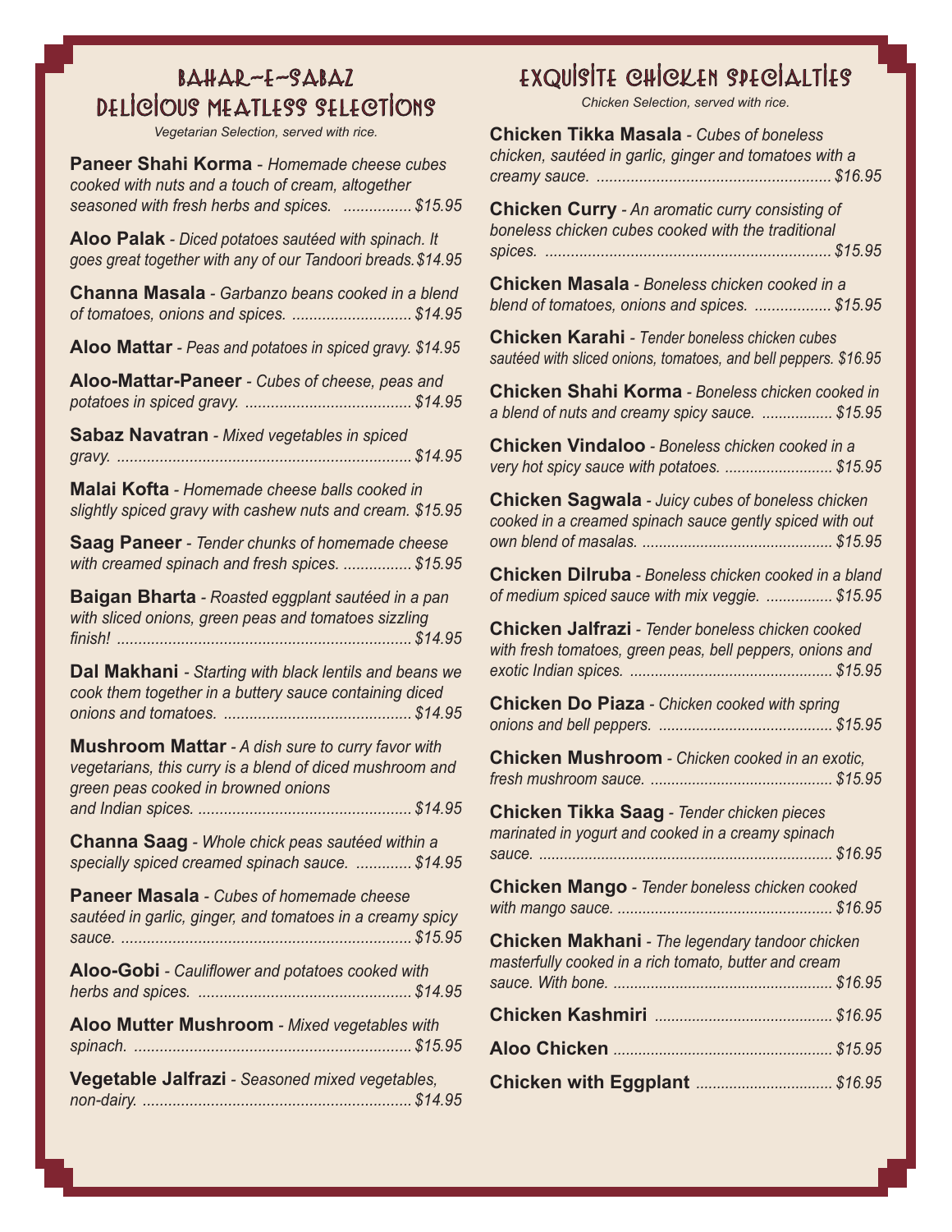## Bahar-E-Sabaz
## Delicious Meatless Selections

*Vegetarian Selection, served with rice.*

**Paneer Shahi Korma** - *Homemade cheese cubes cooked with nuts and a touch of cream, altogether seasoned with fresh herbs and spices.* ................ *$15.95*

**Aloo Palak** - *Diced potatoes sautéed with spinach. It goes great together with any of our Tandoori breads.* *$14.95*

**Channa Masala** - *Garbanzo beans cooked in a blend of tomatoes, onions and spices.* ............................ *$14.95*

**Aloo Mattar** - *Peas and potatoes in spiced gravy.* *$14.95*

**Aloo-Mattar-Paneer** - *Cubes of cheese, peas and potatoes in spiced gravy.* ....................................... *$14.95*

**Sabaz Navatran** - *Mixed vegetables in spiced gravy.* ..................................................................... *$14.95*

**Malai Kofta** - *Homemade cheese balls cooked in slightly spiced gravy with cashew nuts and cream.* *$15.95*

**Saag Paneer** - *Tender chunks of homemade cheese with creamed spinach and fresh spices.* ................ *$15.95*

**Baigan Bharta** - *Roasted eggplant sautéed in a pan with sliced onions, green peas and tomatoes sizzling finish!* ..................................................................... *$14.95*

**Dal Makhani** - *Starting with black lentils and beans we cook them together in a buttery sauce containing diced onions and tomatoes.* ............................................ *$14.95*

**Mushroom Mattar** - *A dish sure to curry favor with vegetarians, this curry is a blend of diced mushroom and green peas cooked in browned onions and Indian spices.* .................................................. *$14.95*

**Channa Saag** - *Whole chick peas sautéed within a specially spiced creamed spinach sauce.* ............. *$14.95*

**Paneer Masala** - *Cubes of homemade cheese sautéed in garlic, ginger, and tomatoes in a creamy spicy sauce.* .................................................................... *$15.95*

**Aloo-Gobi** - *Cauliflower and potatoes cooked with herbs and spices.* .................................................. *$14.95*

**Aloo Mutter Mushroom** - *Mixed vegetables with spinach.* ................................................................. *$15.95*

**Vegetable Jalfrazi** - *Seasoned mixed vegetables, non-dairy.* ............................................................... *$14.95*

## Exquisite Chicken Specialties

*Chicken Selection, served with rice.*

**Chicken Tikka Masala** - *Cubes of boneless chicken, sautéed in garlic, ginger and tomatoes with a creamy sauce.* ....................................................... *$16.95*

**Chicken Curry** - *An aromatic curry consisting of boneless chicken cubes cooked with the traditional spices.* ................................................................... *$15.95*

**Chicken Masala** - *Boneless chicken cooked in a blend of tomatoes, onions and spices.* .................. *$15.95*

**Chicken Karahi** - *Tender boneless chicken cubes sautéed with sliced onions, tomatoes, and bell peppers.* *$16.95*

**Chicken Shahi Korma** - *Boneless chicken cooked in a blend of nuts and creamy spicy sauce.* ................ *$15.95*

**Chicken Vindaloo** - *Boneless chicken cooked in a very hot spicy sauce with potatoes.* .......................... *$15.95*

**Chicken Sagwala** - *Juicy cubes of boneless chicken cooked in a creamed spinach sauce gently spiced with out own blend of masalas.* ............................................. *$15.95*

**Chicken Dilruba** - *Boneless chicken cooked in a bland of medium spiced sauce with mix veggie.* ................ *$15.95*

**Chicken Jalfrazi** - *Tender boneless chicken cooked with fresh tomatoes, green peas, bell peppers, onions and exotic Indian spices.* ................................................ *$15.95*

**Chicken Do Piaza** - *Chicken cooked with spring onions and bell peppers.* .......................................... *$15.95*

**Chicken Mushroom** - *Chicken cooked in an exotic, fresh mushroom sauce.* ........................................... *$15.95*

**Chicken Tikka Saag** - *Tender chicken pieces marinated in yogurt and cooked in a creamy spinach sauce.* ...................................................................... *$16.95*

**Chicken Mango** - *Tender boneless chicken cooked with mango sauce.* ................................................... *$16.95*

**Chicken Makhani** - *The legendary tandoor chicken masterfully cooked in a rich tomato, butter and cream sauce. With bone.* .................................................... *$16.95*

**Chicken Kashmiri** .......................................... *$16.95*

**Aloo Chicken** .................................................... *$15.95*

**Chicken with Eggplant** ................................ *$16.95*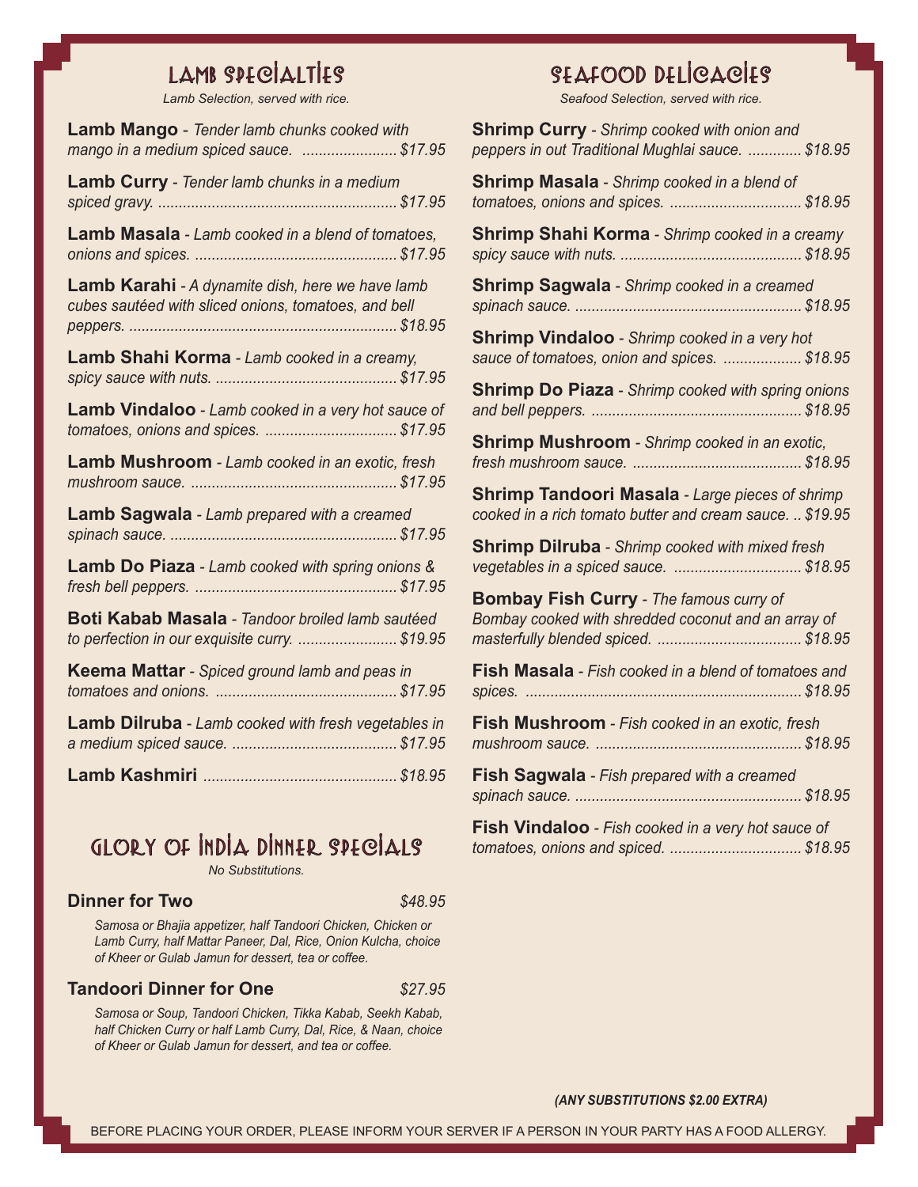## LAMB SPECIALTIES

*Lamb Selection, served with rice.*

**Lamb Mango** - *Tender lamb chunks cooked with mango in a medium spiced sauce.* ....................... *$17.95*

**Lamb Curry** - *Tender lamb chunks in a medium spiced gravy.* ........................................................ *$17.95*

**Lamb Masala** - *Lamb cooked in a blend of tomatoes, onions and spices.* ................................................ *$17.95*

**Lamb Karahi** - *A dynamite dish, here we have lamb cubes sautéed with sliced onions, tomatoes, and bell peppers.* ................................................................ *$18.95*

**Lamb Shahi Korma** - *Lamb cooked in a creamy, spicy sauce with nuts.* ........................................... *$17.95*

**Lamb Vindaloo** - *Lamb cooked in a very hot sauce of tomatoes, onions and spices.* ................................ *$17.95*

**Lamb Mushroom** - *Lamb cooked in an exotic, fresh mushroom sauce.* ................................................. *$17.95*

**Lamb Sagwala** - *Lamb prepared with a creamed spinach sauce.* ...................................................... *$17.95*

**Lamb Do Piaza** - *Lamb cooked with spring onions & fresh bell peppers.* ................................................ *$17.95*

**Boti Kabab Masala** - *Tandoor broiled lamb sautéed to perfection in our exquisite curry.* ........................ *$19.95*

**Keema Mattar** - *Spiced ground lamb and peas in tomatoes and onions.* ........................................... *$17.95*

**Lamb Dilruba** - *Lamb cooked with fresh vegetables in a medium spiced sauce.* ....................................... *$17.95*

**Lamb Kashmiri** ............................................. *$18.95*

## GLORY OF INDIA DINNER SPECIALS

*No Substitutions.*

**Dinner for Two** *$48.95*

*Samosa or Bhajia appetizer, half Tandoori Chicken, Chicken or Lamb Curry, half Mattar Paneer, Dal, Rice, Onion Kulcha, choice of Kheer or Gulab Jamun for dessert, tea or coffee.*

**Tandoori Dinner for One** *$27.95*

*Samosa or Soup, Tandoori Chicken, Tikka Kabab, Seekh Kabab, half Chicken Curry or half Lamb Curry, Dal, Rice, & Naan, choice of Kheer or Gulab Jamun for dessert, and tea or coffee.*

## SEAFOOD DELICACIES

*Seafood Selection, served with rice.*

**Shrimp Curry** - *Shrimp cooked with onion and peppers in out Traditional Mughlai sauce.* ............. *$18.95*

**Shrimp Masala** - *Shrimp cooked in a blend of tomatoes, onions and spices.* ................................ *$18.95*

**Shrimp Shahi Korma** - *Shrimp cooked in a creamy spicy sauce with nuts.* ........................................... *$18.95*

**Shrimp Sagwala** - *Shrimp cooked in a creamed spinach sauce.* ...................................................... *$18.95*

**Shrimp Vindaloo** - *Shrimp cooked in a very hot sauce of tomatoes, onion and spices.* ................... *$18.95*

**Shrimp Do Piaza** - *Shrimp cooked with spring onions and bell peppers.* .................................................. *$18.95*

**Shrimp Mushroom** - *Shrimp cooked in an exotic, fresh mushroom sauce.* ......................................... *$18.95*

**Shrimp Tandoori Masala** - *Large pieces of shrimp cooked in a rich tomato butter and cream sauce.* .. *$19.95*

**Shrimp Dilruba** - *Shrimp cooked with mixed fresh vegetables in a spiced sauce.* ............................... *$18.95*

**Bombay Fish Curry** - *The famous curry of Bombay cooked with shredded coconut and an array of masterfully blended spiced.* .................................. *$18.95*

**Fish Masala** - *Fish cooked in a blend of tomatoes and spices.* .................................................................. *$18.95*

**Fish Mushroom** - *Fish cooked in an exotic, fresh mushroom sauce.* ................................................. *$18.95*

**Fish Sagwala** - *Fish prepared with a creamed spinach sauce.* ...................................................... *$18.95*

**Fish Vindaloo** - *Fish cooked in a very hot sauce of tomatoes, onions and spiced.* ................................ *$18.95*

***(ANY SUBSTITUTIONS $2.00 EXTRA)***

BEFORE PLACING YOUR ORDER, PLEASE INFORM YOUR SERVER IF A PERSON IN YOUR PARTY HAS A FOOD ALLERGY.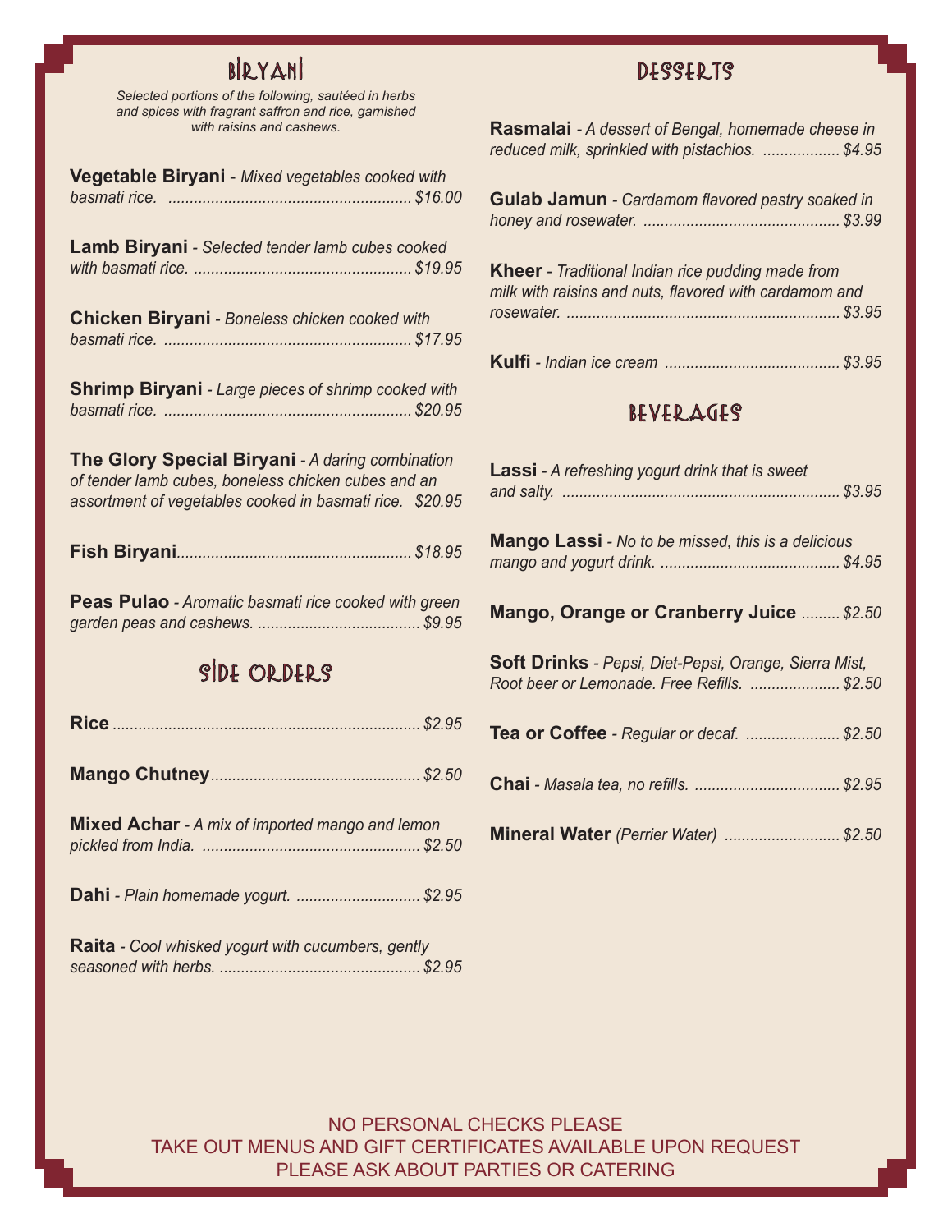## Biryani

*Selected portions of the following, sautéed in herbs and spices with fragrant saffron and rice, garnished with raisins and cashews.*

**Vegetable Biryani** - *Mixed vegetables cooked with basmati rice.* ........ *$16.00*

**Lamb Biryani** - *Selected tender lamb cubes cooked with basmati rice.* ........ *$19.95*

**Chicken Biryani** - *Boneless chicken cooked with basmati rice.* ........ *$17.95*

**Shrimp Biryani** - *Large pieces of shrimp cooked with basmati rice.* ........ *$20.95*

**The Glory Special Biryani** - *A daring combination of tender lamb cubes, boneless chicken cubes and an assortment of vegetables cooked in basmati rice.* *$20.95*

**Fish Biryani** ........ *$18.95*

**Peas Pulao** - *Aromatic basmati rice cooked with green garden peas and cashews.* ........ *$9.95*

## Side Orders

**Rice** ........ *$2.95*

**Mango Chutney** ........ *$2.50*

**Mixed Achar** - *A mix of imported mango and lemon pickled from India.* ........ *$2.50*

**Dahi** - *Plain homemade yogurt.* ........ *$2.95*

**Raita** - *Cool whisked yogurt with cucumbers, gently seasoned with herbs.* ........ *$2.95*

## Desserts

**Rasmalai** - *A dessert of Bengal, homemade cheese in reduced milk, sprinkled with pistachios.* ........ *$4.95*

**Gulab Jamun** - *Cardamom flavored pastry soaked in honey and rosewater.* ........ *$3.99*

**Kheer** - *Traditional Indian rice pudding made from milk with raisins and nuts, flavored with cardamom and rosewater.* ........ *$3.95*

**Kulfi** - *Indian ice cream* ........ *$3.95*

## Beverages

**Lassi** - *A refreshing yogurt drink that is sweet and salty.* ........ *$3.95*

**Mango Lassi** - *No to be missed, this is a delicious mango and yogurt drink.* ........ *$4.95*

**Mango, Orange or Cranberry Juice** ........ *$2.50*

**Soft Drinks** - *Pepsi, Diet-Pepsi, Orange, Sierra Mist, Root beer or Lemonade. Free Refills.* ........ *$2.50*

**Tea or Coffee** - *Regular or decaf.* ........ *$2.50*

**Chai** - *Masala tea, no refills.* ........ *$2.95*

**Mineral Water** *(Perrier Water)* ........ *$2.50*

NO PERSONAL CHECKS PLEASE
TAKE OUT MENUS AND GIFT CERTIFICATES AVAILABLE UPON REQUEST
PLEASE ASK ABOUT PARTIES OR CATERING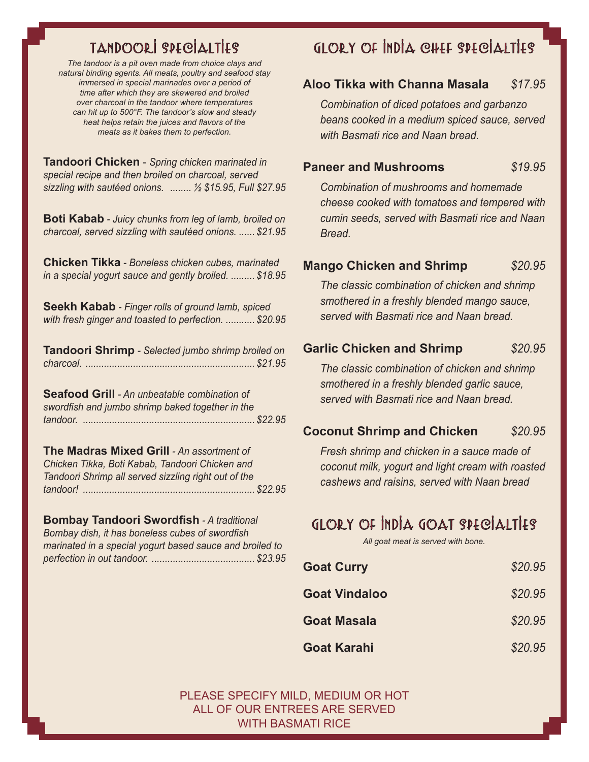## TANDOORI SPECIALTIES

*The tandoor is a pit oven made from choice clays and natural binding agents. All meats, poultry and seafood stay immersed in special marinades over a period of time after which they are skewered and broiled over charcoal in the tandoor where temperatures can hit up to 500°F. The tandoor's slow and steady heat helps retain the juices and flavors of the meats as it bakes them to perfection.*

**Tandoori Chicken** - *Spring chicken marinated in special recipe and then broiled on charcoal, served sizzling with sautéed onions. ........ ½ $15.95, Full $27.95*

**Boti Kabab** - *Juicy chunks from leg of lamb, broiled on charcoal, served sizzling with sautéed onions. ...... $21.95*

**Chicken Tikka** - *Boneless chicken cubes, marinated in a special yogurt sauce and gently broiled. ......... $18.95*

**Seekh Kabab** - *Finger rolls of ground lamb, spiced with fresh ginger and toasted to perfection. ........... $20.95*

**Tandoori Shrimp** - *Selected jumbo shrimp broiled on charcoal. ............................................................... $21.95*

**Seafood Grill** - *An unbeatable combination of swordfish and jumbo shrimp baked together in the tandoor. ................................................................ $22.95*

**The Madras Mixed Grill** - *An assortment of Chicken Tikka, Boti Kabab, Tandoori Chicken and Tandoori Shrimp all served sizzling right out of the tandoor! ................................................................ $22.95*

**Bombay Tandoori Swordfish** - *A traditional Bombay dish, it has boneless cubes of swordfish marinated in a special yogurt based sauce and broiled to perfection in out tandoor. ...................................... $23.95*

## GLORY OF INDIA CHEF SPECIALTIES

**Aloo Tikka with Channa Masala** *$17.95*

*Combination of diced potatoes and garbanzo beans cooked in a medium spiced sauce, served with Basmati rice and Naan bread.*

**Paneer and Mushrooms** *$19.95*

*Combination of mushrooms and homemade cheese cooked with tomatoes and tempered with cumin seeds, served with Basmati rice and Naan Bread.*

**Mango Chicken and Shrimp** *$20.95*

*The classic combination of chicken and shrimp smothered in a freshly blended mango sauce, served with Basmati rice and Naan bread.*

**Garlic Chicken and Shrimp** *$20.95*

*The classic combination of chicken and shrimp smothered in a freshly blended garlic sauce, served with Basmati rice and Naan bread.*

**Coconut Shrimp and Chicken** *$20.95*

*Fresh shrimp and chicken in a sauce made of coconut milk, yogurt and light cream with roasted cashews and raisins, served with Naan bread*

## GLORY OF INDIA GOAT SPECIALTIES

*All goat meat is served with bone.*

**Goat Curry** *$20.95*

**Goat Vindaloo** *$20.95*

**Goat Masala** *$20.95*

**Goat Karahi** *$20.95*

PLEASE SPECIFY MILD, MEDIUM OR HOT
ALL OF OUR ENTREES ARE SERVED
WITH BASMATI RICE